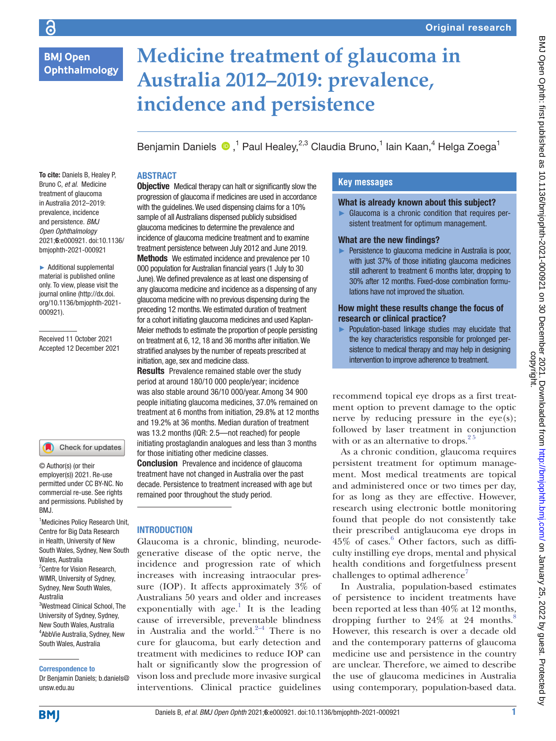Original research

# Medicine treatment of glaucoma in Australia 2012–2019: prevalence, incidence and persistence

Benjamin Daniels ,[1] Paul Healey,[2,3] Claudia Bruno,[1] Iain Kaan,[4] Helga Zoega[1]

**To cite:** Daniels B, Healey P, Bruno C, *et al*. Medicine treatment of glaucoma in Australia 2012–2019: prevalence, incidence and persistence. *BMJ Open Ophthalmology* 2021;**6**:e000921. doi:10.1136/bmjophth-2021-000921

► Additional supplemental material is published online only. To view, please visit the journal online (http://dx.doi.org/10.1136/bmjophth-2021-000921).

Received 11 October 2021
Accepted 12 December 2021

© Author(s) (or their employer(s)) 2021. Re-use permitted under CC BY-NC. No commercial re-use. See rights and permissions. Published by BMJ.

[1]Medicines Policy Research Unit, Centre for Big Data Research in Health, University of New South Wales, Sydney, New South Wales, Australia
[2]Centre for Vision Research, WIMR, University of Sydney, Sydney, New South Wales, Australia
[3]Westmead Clinical School, The University of Sydney, Sydney, New South Wales, Australia
[4]AbbVie Australia, Sydney, New South Wales, Australia

**Correspondence to**
Dr Benjamin Daniels; b.daniels@unsw.edu.au

## ABSTRACT

**Objective** Medical therapy can halt or significantly slow the progression of glaucoma if medicines are used in accordance with the guidelines. We used dispensing claims for a 10% sample of all Australians dispensed publicly subsidised glaucoma medicines to determine the prevalence and incidence of glaucoma medicine treatment and to examine treatment persistence between July 2012 and June 2019.

**Methods** We estimated incidence and prevalence per 10 000 population for Australian financial years (1 July to 30 June). We defined prevalence as at least one dispensing of any glaucoma medicine and incidence as a dispensing of any glaucoma medicine with no previous dispensing during the preceding 12 months. We estimated duration of treatment for a cohort initiating glaucoma medicines and used Kaplan-Meier methods to estimate the proportion of people persisting on treatment at 6, 12, 18 and 36 months after initiation. We stratified analyses by the number of repeats prescribed at initiation, age, sex and medicine class.

**Results** Prevalence remained stable over the study period at around 180/10 000 people/year; incidence was also stable around 36/10 000/year. Among 34 900 people initiating glaucoma medicines, 37.0% remained on treatment at 6 months from initiation, 29.8% at 12 months and 19.2% at 36 months. Median duration of treatment was 13.2 months (IQR: 2.5—not reached) for people initiating prostaglandin analogues and less than 3 months for those initiating other medicine classes.

**Conclusion** Prevalence and incidence of glaucoma treatment have not changed in Australia over the past decade. Persistence to treatment increased with age but remained poor throughout the study period.

## Key messages

### What is already known about this subject?

► Glaucoma is a chronic condition that requires persistent treatment for optimum management.

### What are the new findings?

► Persistence to glaucoma medicine in Australia is poor, with just 37% of those initiating glaucoma medicines still adherent to treatment 6 months later, dropping to 30% after 12 months. Fixed-dose combination formulations have not improved the situation.

### How might these results change the focus of research or clinical practice?

► Population-based linkage studies may elucidate that the key characteristics responsible for prolonged persistence to medical therapy and may help in designing intervention to improve adherence to treatment.

## INTRODUCTION

Glaucoma is a chronic, blinding, neurodegenerative disease of the optic nerve, the incidence and progression rate of which increases with increasing intraocular pressure (IOP). It affects approximately 3% of Australians 50 years and older and increases exponentially with age.[1] It is the leading cause of irreversible, preventable blindness in Australia and the world.[2–4] There is no cure for glaucoma, but early detection and treatment with medicines to reduce IOP can halt or significantly slow the progression of vison loss and preclude more invasive surgical interventions. Clinical practice guidelines recommend topical eye drops as a first treatment option to prevent damage to the optic nerve by reducing pressure in the eye(s); followed by laser treatment in conjunction with or as an alternative to drops.[2,5]

As a chronic condition, glaucoma requires persistent treatment for optimum management. Most medical treatments are topical and administered once or two times per day, for as long as they are effective. However, research using electronic bottle monitoring found that people do not consistently take their prescribed antiglaucoma eye drops in 45% of cases.[6] Other factors, such as difficulty instilling eye drops, mental and physical health conditions and forgetfulness present challenges to optimal adherence[7]

In Australia, population-based estimates of persistence to incident treatments have been reported at less than 40% at 12 months, dropping further to 24% at 24 months.[8] However, this research is over a decade old and the contemporary patterns of glaucoma medicine use and persistence in the country are unclear. Therefore, we aimed to describe the use of glaucoma medicines in Australia using contemporary, population-based data.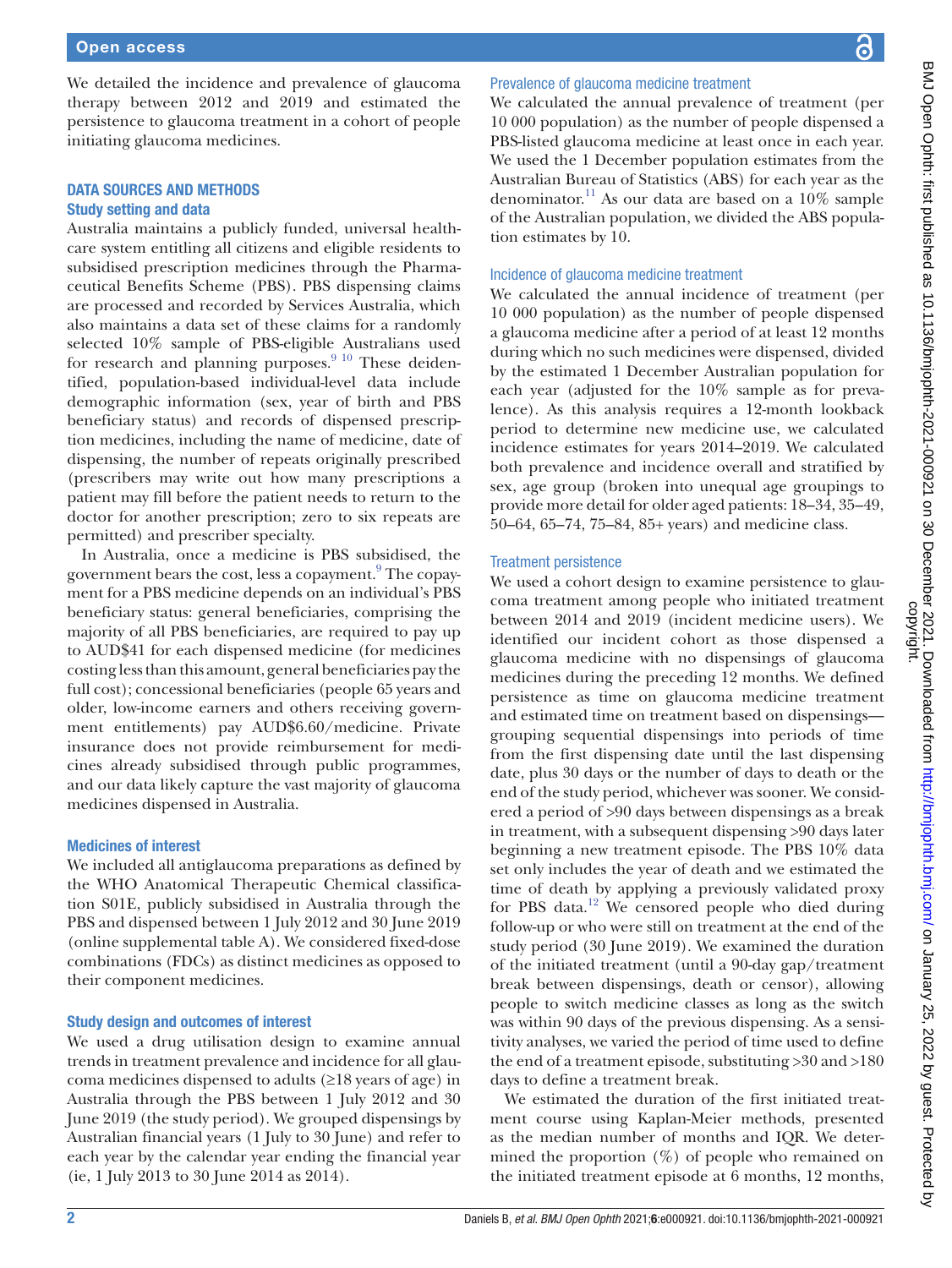We detailed the incidence and prevalence of glaucoma therapy between 2012 and 2019 and estimated the persistence to glaucoma treatment in a cohort of people initiating glaucoma medicines.

## DATA SOURCES AND METHODS

### Study setting and data

Australia maintains a publicly funded, universal health-care system entitling all citizens and eligible residents to subsidised prescription medicines through the Pharmaceutical Benefits Scheme (PBS). PBS dispensing claims are processed and recorded by Services Australia, which also maintains a data set of these claims for a randomly selected 10% sample of PBS-eligible Australians used for research and planning purposes.[9,10] These deidentified, population-based individual-level data include demographic information (sex, year of birth and PBS beneficiary status) and records of dispensed prescription medicines, including the name of medicine, date of dispensing, the number of repeats originally prescribed (prescribers may write out how many prescriptions a patient may fill before the patient needs to return to the doctor for another prescription; zero to six repeats are permitted) and prescriber specialty.

In Australia, once a medicine is PBS subsidised, the government bears the cost, less a copayment.[9] The copayment for a PBS medicine depends on an individual's PBS beneficiary status: general beneficiaries, comprising the majority of all PBS beneficiaries, are required to pay up to AUD$41 for each dispensed medicine (for medicines costing less than this amount, general beneficiaries pay the full cost); concessional beneficiaries (people 65 years and older, low-income earners and others receiving government entitlements) pay AUD$6.60/medicine. Private insurance does not provide reimbursement for medicines already subsidised through public programmes, and our data likely capture the vast majority of glaucoma medicines dispensed in Australia.

### Medicines of interest

We included all antiglaucoma preparations as defined by the WHO Anatomical Therapeutic Chemical classification S01E, publicly subsidised in Australia through the PBS and dispensed between 1 July 2012 and 30 June 2019 (online supplemental table A). We considered fixed-dose combinations (FDCs) as distinct medicines as opposed to their component medicines.

### Study design and outcomes of interest

We used a drug utilisation design to examine annual trends in treatment prevalence and incidence for all glaucoma medicines dispensed to adults (≥18 years of age) in Australia through the PBS between 1 July 2012 and 30 June 2019 (the study period). We grouped dispensings by Australian financial years (1 July to 30 June) and refer to each year by the calendar year ending the financial year (ie, 1 July 2013 to 30 June 2014 as 2014).

#### Prevalence of glaucoma medicine treatment

We calculated the annual prevalence of treatment (per 10 000 population) as the number of people dispensed a PBS-listed glaucoma medicine at least once in each year. We used the 1 December population estimates from the Australian Bureau of Statistics (ABS) for each year as the denominator.[11] As our data are based on a 10% sample of the Australian population, we divided the ABS population estimates by 10.

#### Incidence of glaucoma medicine treatment

We calculated the annual incidence of treatment (per 10 000 population) as the number of people dispensed a glaucoma medicine after a period of at least 12 months during which no such medicines were dispensed, divided by the estimated 1 December Australian population for each year (adjusted for the 10% sample as for prevalence). As this analysis requires a 12-month lookback period to determine new medicine use, we calculated incidence estimates for years 2014–2019. We calculated both prevalence and incidence overall and stratified by sex, age group (broken into unequal age groupings to provide more detail for older aged patients: 18–34, 35–49, 50–64, 65–74, 75–84, 85+ years) and medicine class.

#### Treatment persistence

We used a cohort design to examine persistence to glaucoma treatment among people who initiated treatment between 2014 and 2019 (incident medicine users). We identified our incident cohort as those dispensed a glaucoma medicine with no dispensings of glaucoma medicines during the preceding 12 months. We defined persistence as time on glaucoma medicine treatment and estimated time on treatment based on dispensings—grouping sequential dispensings into periods of time from the first dispensing date until the last dispensing date, plus 30 days or the number of days to death or the end of the study period, whichever was sooner. We considered a period of >90 days between dispensings as a break in treatment, with a subsequent dispensing >90 days later beginning a new treatment episode. The PBS 10% data set only includes the year of death and we estimated the time of death by applying a previously validated proxy for PBS data.[12] We censored people who died during follow-up or who were still on treatment at the end of the study period (30 June 2019). We examined the duration of the initiated treatment (until a 90-day gap/treatment break between dispensings, death or censor), allowing people to switch medicine classes as long as the switch was within 90 days of the previous dispensing. As a sensitivity analyses, we varied the period of time used to define the end of a treatment episode, substituting >30 and >180 days to define a treatment break.

We estimated the duration of the first initiated treatment course using Kaplan-Meier methods, presented as the median number of months and IQR. We determined the proportion (%) of people who remained on the initiated treatment episode at 6 months, 12 months,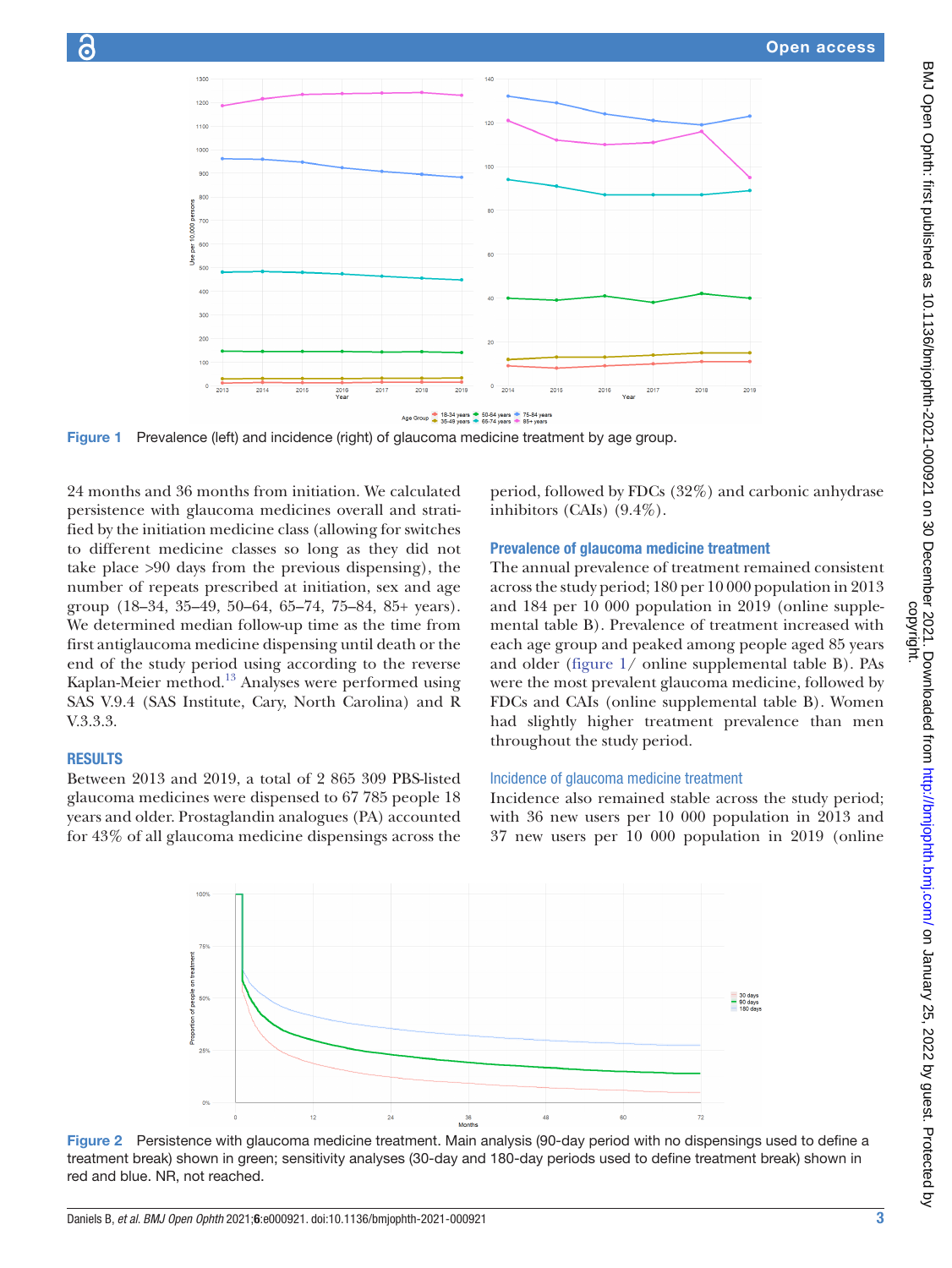Figure 1 Prevalence (left) and incidence (right) of glaucoma medicine treatment by age group.

24 months and 36 months from initiation. We calculated persistence with glaucoma medicines overall and stratified by the initiation medicine class (allowing for switches to different medicine classes so long as they did not take place >90 days from the previous dispensing), the number of repeats prescribed at initiation, sex and age group (18–34, 35–49, 50–64, 65–74, 75–84, 85+ years). We determined median follow-up time as the time from first antiglaucoma medicine dispensing until death or the end of the study period using according to the reverse Kaplan-Meier method.[13] Analyses were performed using SAS V.9.4 (SAS Institute, Cary, North Carolina) and R V.3.3.3.

## RESULTS

Between 2013 and 2019, a total of 2 865 309 PBS-listed glaucoma medicines were dispensed to 67 785 people 18 years and older. Prostaglandin analogues (PA) accounted for 43% of all glaucoma medicine dispensings across the period, followed by FDCs (32%) and carbonic anhydrase inhibitors (CAIs) (9.4%).

### Prevalence of glaucoma medicine treatment

The annual prevalence of treatment remained consistent across the study period; 180 per 10 000 population in 2013 and 184 per 10 000 population in 2019 (online supplemental table B). Prevalence of treatment increased with each age group and peaked among people aged 85 years and older (figure 1/ online supplemental table B). PAs were the most prevalent glaucoma medicine, followed by FDCs and CAIs (online supplemental table B). Women had slightly higher treatment prevalence than men throughout the study period.

### Incidence of glaucoma medicine treatment

Incidence also remained stable across the study period; with 36 new users per 10 000 population in 2013 and 37 new users per 10 000 population in 2019 (online

Figure 2 Persistence with glaucoma medicine treatment. Main analysis (90-day period with no dispensings used to define a treatment break) shown in green; sensitivity analyses (30-day and 180-day periods used to define treatment break) shown in red and blue. NR, not reached.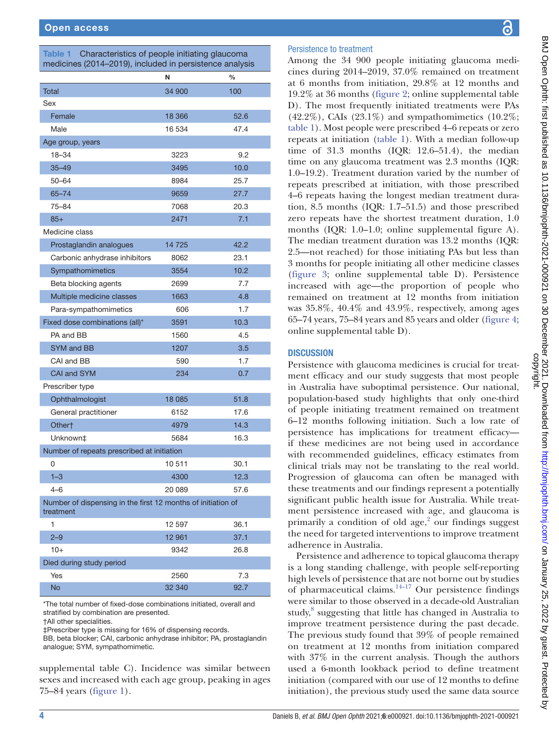**Table 1** Characteristics of people initiating glaucoma medicines (2014–2019), included in persistence analysis

| | N | % |
|---|---|---|
| Total | 34 900 | 100 |
| Sex | | |
| Female | 18 366 | 52.6 |
| Male | 16 534 | 47.4 |
| Age group, years | | |
| 18–34 | 3223 | 9.2 |
| 35–49 | 3495 | 10.0 |
| 50–64 | 8984 | 25.7 |
| 65–74 | 9659 | 27.7 |
| 75–84 | 7068 | 20.3 |
| 85+ | 2471 | 7.1 |
| Medicine class | | |
| Prostaglandin analogues | 14 725 | 42.2 |
| Carbonic anhydrase inhibitors | 8062 | 23.1 |
| Sympathomimetics | 3554 | 10.2 |
| Beta blocking agents | 2699 | 7.7 |
| Multiple medicine classes | 1663 | 4.8 |
| Para-sympathomimetics | 606 | 1.7 |
| Fixed dose combinations (all)* | 3591 | 10.3 |
| PA and BB | 1560 | 4.5 |
| SYM and BB | 1207 | 3.5 |
| CAI and BB | 590 | 1.7 |
| CAI and SYM | 234 | 0.7 |
| Prescriber type | | |
| Ophthalmologist | 18 085 | 51.8 |
| General practitioner | 6152 | 17.6 |
| Other† | 4979 | 14.3 |
| Unknown‡ | 5684 | 16.3 |
| Number of repeats prescribed at initiation | | |
| 0 | 10 511 | 30.1 |
| 1–3 | 4300 | 12.3 |
| 4–6 | 20 089 | 57.6 |
| Number of dispensing in the first 12 months of initiation of treatment | | |
| 1 | 12 597 | 36.1 |
| 2–9 | 12 961 | 37.1 |
| 10+ | 9342 | 26.8 |
| Died during study period | | |
| Yes | 2560 | 7.3 |
| No | 32 340 | 92.7 |

*The total number of fixed-dose combinations initiated, overall and stratified by combination are presented.
†All other specialities.
‡Prescriber type is missing for 16% of dispensing records.
BB, beta blocker; CAI, carbonic anhydrase inhibitor; PA, prostaglandin analogue; SYM, sympathomimetic.

supplemental table C). Incidence was similar between sexes and increased with each age group, peaking in ages 75–84 years (figure 1).

### Persistence to treatment

Among the 34 900 people initiating glaucoma medicines during 2014–2019, 37.0% remained on treatment at 6 months from initiation, 29.8% at 12 months and 19.2% at 36 months (figure 2; online supplemental table D). The most frequently initiated treatments were PAs (42.2%), CAIs (23.1%) and sympathomimetics (10.2%; table 1). Most people were prescribed 4–6 repeats or zero repeats at initiation (table 1). With a median follow-up time of 31.3 months (IQR: 12.6–51.4), the median time on any glaucoma treatment was 2.3 months (IQR: 1.0–19.2). Treatment duration varied by the number of repeats prescribed at initiation, with those prescribed 4–6 repeats having the longest median treatment duration, 8.5 months (IQR: 1.7–51.5) and those prescribed zero repeats have the shortest treatment duration, 1.0 months (IQR: 1.0–1.0; online supplemental figure A). The median treatment duration was 13.2 months (IQR: 2.5—not reached) for those initiating PAs but less than 3 months for people initiating all other medicine classes (figure 3; online supplemental table D). Persistence increased with age—the proportion of people who remained on treatment at 12 months from initiation was 35.8%, 40.4% and 43.9%, respectively, among ages 65–74 years, 75–84 years and 85 years and older (figure 4; online supplemental table D).

## DISCUSSION

Persistence with glaucoma medicines is crucial for treatment efficacy and our study suggests that most people in Australia have suboptimal persistence. Our national, population-based study highlights that only one-third of people initiating treatment remained on treatment 6–12 months following initiation. Such a low rate of persistence has implications for treatment efficacy—if these medicines are not being used in accordance with recommended guidelines, efficacy estimates from clinical trials may not be translating to the real world. Progression of glaucoma can often be managed with these treatments and our findings represent a potentially significant public health issue for Australia. While treatment persistence increased with age, and glaucoma is primarily a condition of old age,[2] our findings suggest the need for targeted interventions to improve treatment adherence in Australia.

Persistence and adherence to topical glaucoma therapy is a long standing challenge, with people self-reporting high levels of persistence that are not borne out by studies of pharmaceutical claims.[14–17] Our persistence findings were similar to those observed in a decade-old Australian study,[8] suggesting that little has changed in Australia to improve treatment persistence during the past decade. The previous study found that 39% of people remained on treatment at 12 months from initiation compared with 37% in the current analysis. Though the authors used a 6-month lookback period to define treatment initiation (compared with our use of 12 months to define initiation), the previous study used the same data source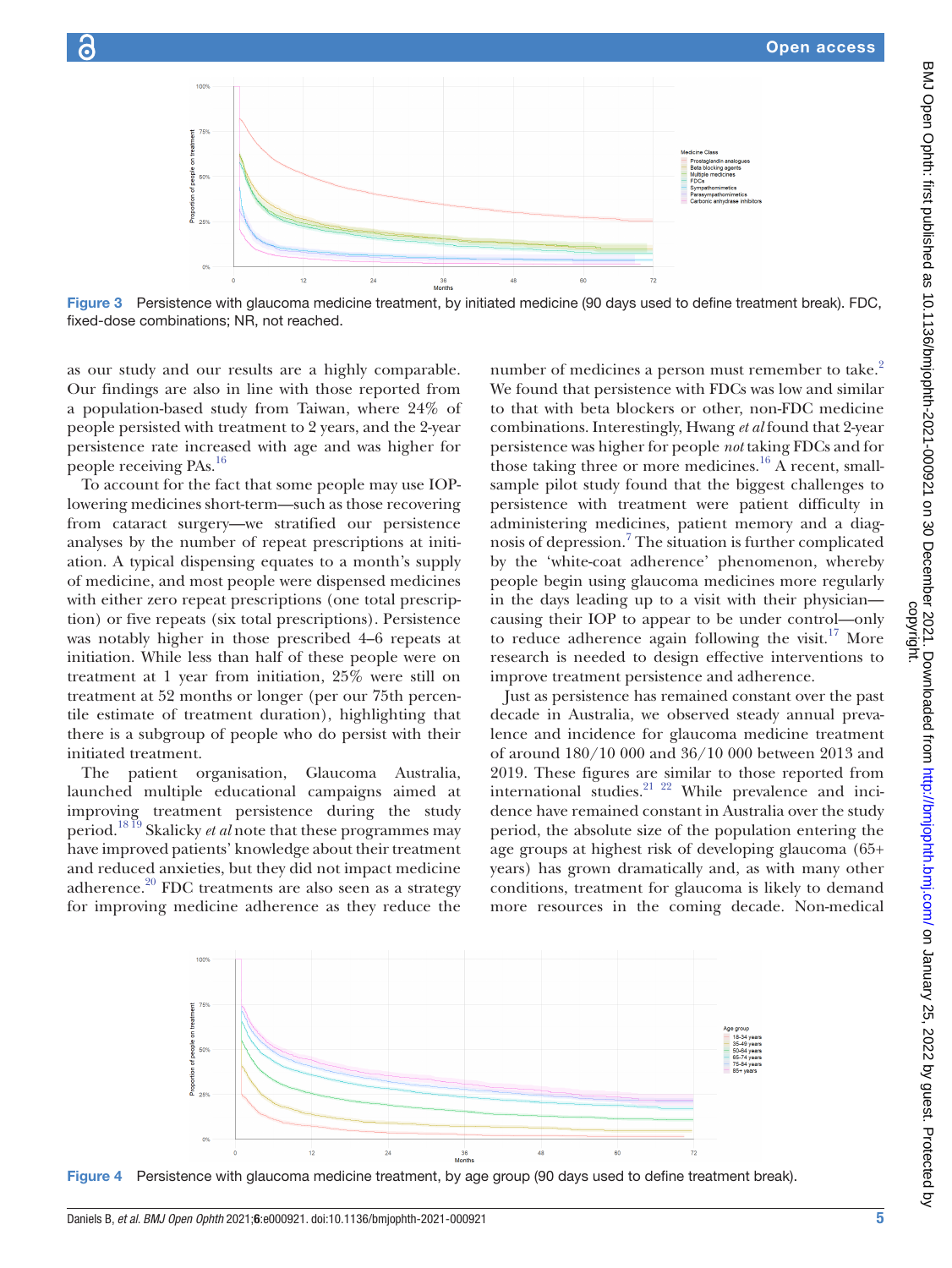Figure 3 Persistence with glaucoma medicine treatment, by initiated medicine (90 days used to define treatment break). FDC, fixed-dose combinations; NR, not reached.

as our study and our results are a highly comparable. Our findings are also in line with those reported from a population-based study from Taiwan, where 24% of people persisted with treatment to 2 years, and the 2-year persistence rate increased with age and was higher for people receiving PAs.[16]

To account for the fact that some people may use IOP-lowering medicines short-term—such as those recovering from cataract surgery—we stratified our persistence analyses by the number of repeat prescriptions at initiation. A typical dispensing equates to a month's supply of medicine, and most people were dispensed medicines with either zero repeat prescriptions (one total prescription) or five repeats (six total prescriptions). Persistence was notably higher in those prescribed 4–6 repeats at initiation. While less than half of these people were on treatment at 1 year from initiation, 25% were still on treatment at 52 months or longer (per our 75th percentile estimate of treatment duration), highlighting that there is a subgroup of people who do persist with their initiated treatment.

The patient organisation, Glaucoma Australia, launched multiple educational campaigns aimed at improving treatment persistence during the study period.[18,19] Skalicky *et al* note that these programmes may have improved patients' knowledge about their treatment and reduced anxieties, but they did not impact medicine adherence.[20] FDC treatments are also seen as a strategy for improving medicine adherence as they reduce the number of medicines a person must remember to take.[2] We found that persistence with FDCs was low and similar to that with beta blockers or other, non-FDC medicine combinations. Interestingly, Hwang *et al* found that 2-year persistence was higher for people *not* taking FDCs and for those taking three or more medicines.[16] A recent, small-sample pilot study found that the biggest challenges to persistence with treatment were patient difficulty in administering medicines, patient memory and a diagnosis of depression.[7] The situation is further complicated by the 'white-coat adherence' phenomenon, whereby people begin using glaucoma medicines more regularly in the days leading up to a visit with their physician—causing their IOP to appear to be under control—only to reduce adherence again following the visit.[17] More research is needed to design effective interventions to improve treatment persistence and adherence.

Just as persistence has remained constant over the past decade in Australia, we observed steady annual prevalence and incidence for glaucoma medicine treatment of around 180/10 000 and 36/10 000 between 2013 and 2019. These figures are similar to those reported from international studies.[21,22] While prevalence and incidence have remained constant in Australia over the study period, the absolute size of the population entering the age groups at highest risk of developing glaucoma (65+ years) has grown dramatically and, as with many other conditions, treatment for glaucoma is likely to demand more resources in the coming decade. Non-medical

Figure 4 Persistence with glaucoma medicine treatment, by age group (90 days used to define treatment break).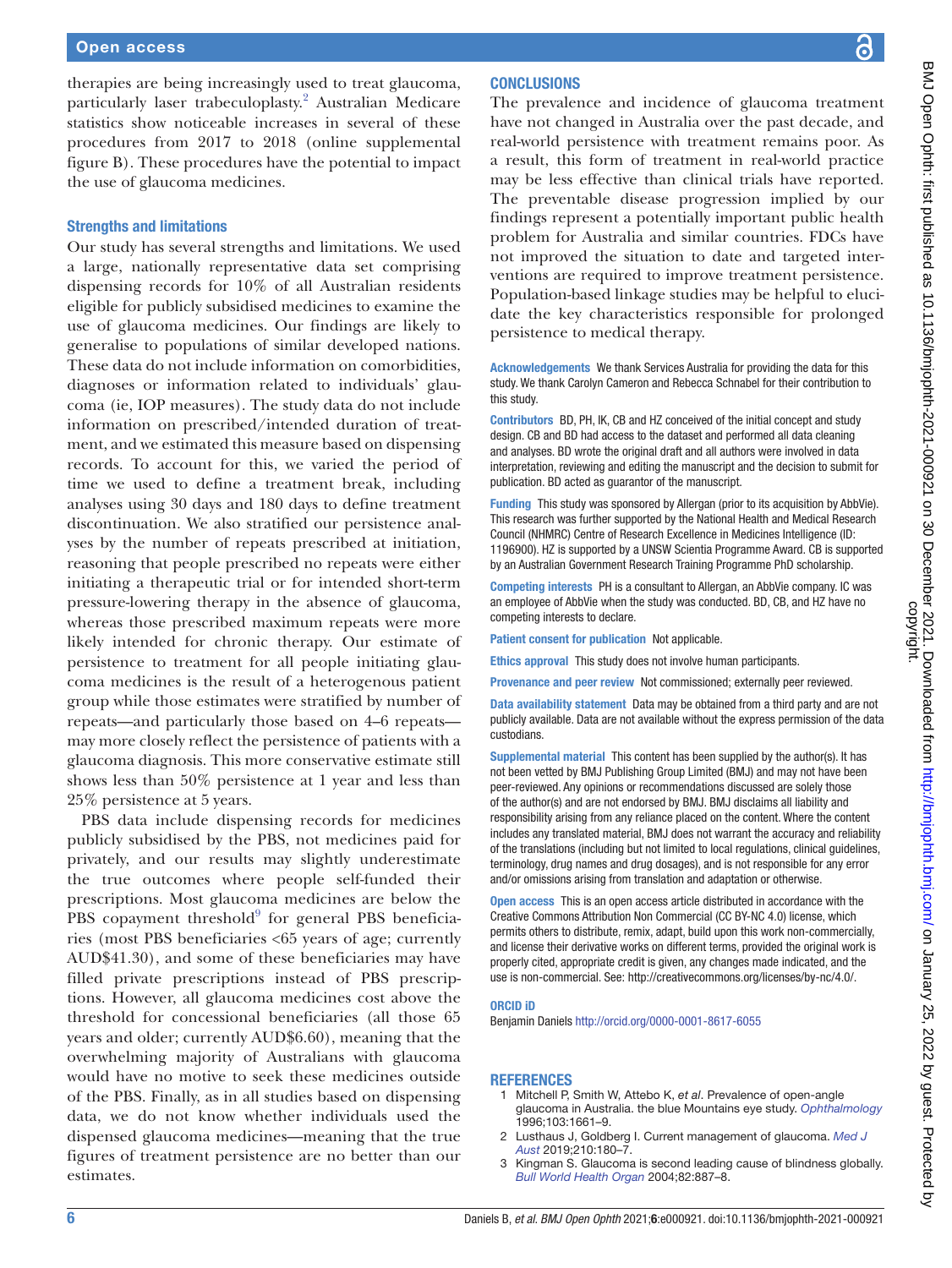therapies are being increasingly used to treat glaucoma, particularly laser trabeculoplasty.[2] Australian Medicare statistics show noticeable increases in several of these procedures from 2017 to 2018 (online supplemental figure B). These procedures have the potential to impact the use of glaucoma medicines.

### Strengths and limitations

Our study has several strengths and limitations. We used a large, nationally representative data set comprising dispensing records for 10% of all Australian residents eligible for publicly subsidised medicines to examine the use of glaucoma medicines. Our findings are likely to generalise to populations of similar developed nations. These data do not include information on comorbidities, diagnoses or information related to individuals' glaucoma (ie, IOP measures). The study data do not include information on prescribed/intended duration of treatment, and we estimated this measure based on dispensing records. To account for this, we varied the period of time we used to define a treatment break, including analyses using 30 days and 180 days to define treatment discontinuation. We also stratified our persistence analyses by the number of repeats prescribed at initiation, reasoning that people prescribed no repeats were either initiating a therapeutic trial or for intended short-term pressure-lowering therapy in the absence of glaucoma, whereas those prescribed maximum repeats were more likely intended for chronic therapy. Our estimate of persistence to treatment for all people initiating glaucoma medicines is the result of a heterogenous patient group while those estimates were stratified by number of repeats—and particularly those based on 4–6 repeats—may more closely reflect the persistence of patients with a glaucoma diagnosis. This more conservative estimate still shows less than 50% persistence at 1 year and less than 25% persistence at 5 years.

PBS data include dispensing records for medicines publicly subsidised by the PBS, not medicines paid for privately, and our results may slightly underestimate the true outcomes where people self-funded their prescriptions. Most glaucoma medicines are below the PBS copayment threshold[9] for general PBS beneficiaries (most PBS beneficiaries <65 years of age; currently AUD$41.30), and some of these beneficiaries may have filled private prescriptions instead of PBS prescriptions. However, all glaucoma medicines cost above the threshold for concessional beneficiaries (all those 65 years and older; currently AUD$6.60), meaning that the overwhelming majority of Australians with glaucoma would have no motive to seek these medicines outside of the PBS. Finally, as in all studies based on dispensing data, we do not know whether individuals used the dispensed glaucoma medicines—meaning that the true figures of treatment persistence are no better than our estimates.

## CONCLUSIONS

The prevalence and incidence of glaucoma treatment have not changed in Australia over the past decade, and real-world persistence with treatment remains poor. As a result, this form of treatment in real-world practice may be less effective than clinical trials have reported. The preventable disease progression implied by our findings represent a potentially important public health problem for Australia and similar countries. FDCs have not improved the situation to date and targeted interventions are required to improve treatment persistence. Population-based linkage studies may be helpful to elucidate the key characteristics responsible for prolonged persistence to medical therapy.

**Acknowledgements** We thank Services Australia for providing the data for this study. We thank Carolyn Cameron and Rebecca Schnabel for their contribution to this study.

**Contributors** BD, PH, IK, CB and HZ conceived of the initial concept and study design. CB and BD had access to the dataset and performed all data cleaning and analyses. BD wrote the original draft and all authors were involved in data interpretation, reviewing and editing the manuscript and the decision to submit for publication. BD acted as guarantor of the manuscript.

**Funding** This study was sponsored by Allergan (prior to its acquisition by AbbVie). This research was further supported by the National Health and Medical Research Council (NHMRC) Centre of Research Excellence in Medicines Intelligence (ID: 1196900). HZ is supported by a UNSW Scientia Programme Award. CB is supported by an Australian Government Research Training Programme PhD scholarship.

**Competing interests** PH is a consultant to Allergan, an AbbVie company. IC was an employee of AbbVie when the study was conducted. BD, CB, and HZ have no competing interests to declare.

**Patient consent for publication** Not applicable.

**Ethics approval** This study does not involve human participants.

**Provenance and peer review** Not commissioned; externally peer reviewed.

**Data availability statement** Data may be obtained from a third party and are not publicly available. Data are not available without the express permission of the data custodians.

**Supplemental material** This content has been supplied by the author(s). It has not been vetted by BMJ Publishing Group Limited (BMJ) and may not have been peer-reviewed. Any opinions or recommendations discussed are solely those of the author(s) and are not endorsed by BMJ. BMJ disclaims all liability and responsibility arising from any reliance placed on the content. Where the content includes any translated material, BMJ does not warrant the accuracy and reliability of the translations (including but not limited to local regulations, clinical guidelines, terminology, drug names and drug dosages), and is not responsible for any error and/or omissions arising from translation and adaptation or otherwise.

**Open access** This is an open access article distributed in accordance with the Creative Commons Attribution Non Commercial (CC BY-NC 4.0) license, which permits others to distribute, remix, adapt, build upon this work non-commercially, and license their derivative works on different terms, provided the original work is properly cited, appropriate credit is given, any changes made indicated, and the use is non-commercial. See: http://creativecommons.org/licenses/by-nc/4.0/.

### ORCID iD

Benjamin Daniels http://orcid.org/0000-0001-8617-6055

## REFERENCES

1. Mitchell P, Smith W, Attebo K, *et al*. Prevalence of open-angle glaucoma in Australia. the blue Mountains eye study. *Ophthalmology* 1996;103:1661–9.
2. Lusthaus J, Goldberg I. Current management of glaucoma. *Med J Aust* 2019;210:180–7.
3. Kingman S. Glaucoma is second leading cause of blindness globally. *Bull World Health Organ* 2004;82:887–8.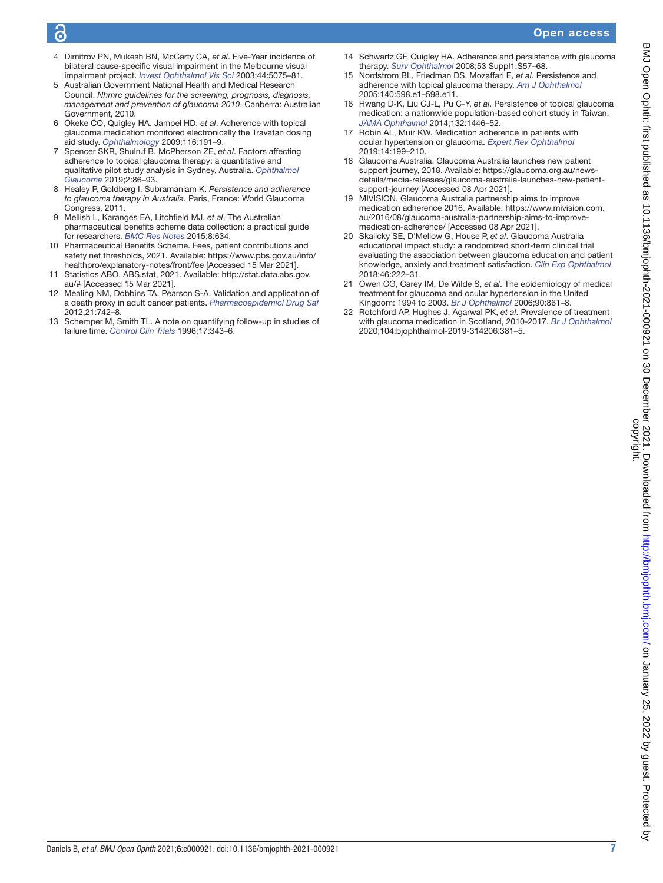4. Dimitrov PN, Mukesh BN, McCarty CA, *et al*. Five-Year incidence of bilateral cause-specific visual impairment in the Melbourne visual impairment project. *Invest Ophthalmol Vis Sci* 2003;44:5075–81.
5. Australian Government National Health and Medical Research Council. *Nhmrc guidelines for the screening, prognosis, diagnosis, management and prevention of glaucoma 2010*. Canberra: Australian Government, 2010.
6. Okeke CO, Quigley HA, Jampel HD, *et al*. Adherence with topical glaucoma medication monitored electronically the Travatan dosing aid study. *Ophthalmology* 2009;116:191–9.
7. Spencer SKR, Shulruf B, McPherson ZE, *et al*. Factors affecting adherence to topical glaucoma therapy: a quantitative and qualitative pilot study analysis in Sydney, Australia. *Ophthalmol Glaucoma* 2019;2:86–93.
8. Healey P, Goldberg I, Subramaniam K. *Persistence and adherence to glaucoma therapy in Australia*. Paris, France: World Glaucoma Congress, 2011.
9. Mellish L, Karanges EA, Litchfield MJ, *et al*. The Australian pharmaceutical benefits scheme data collection: a practical guide for researchers. *BMC Res Notes* 2015;8:634.
10. Pharmaceutical Benefits Scheme. Fees, patient contributions and safety net thresholds, 2021. Available: https://www.pbs.gov.au/info/healthpro/explanatory-notes/front/fee [Accessed 15 Mar 2021].
11. Statistics ABO. ABS.stat, 2021. Available: http://stat.data.abs.gov.au/# [Accessed 15 Mar 2021].
12. Mealing NM, Dobbins TA, Pearson S-A. Validation and application of a death proxy in adult cancer patients. *Pharmacoepidemiol Drug Saf* 2012;21:742–8.
13. Schemper M, Smith TL. A note on quantifying follow-up in studies of failure time. *Control Clin Trials* 1996;17:343–6.
14. Schwartz GF, Quigley HA. Adherence and persistence with glaucoma therapy. *Surv Ophthalmol* 2008;53 Suppl1:S57–68.
15. Nordstrom BL, Friedman DS, Mozaffari E, *et al*. Persistence and adherence with topical glaucoma therapy. *Am J Ophthalmol* 2005;140:598.e1–598.e11.
16. Hwang D-K, Liu CJ-L, Pu C-Y, *et al*. Persistence of topical glaucoma medication: a nationwide population-based cohort study in Taiwan. *JAMA Ophthalmol* 2014;132:1446–52.
17. Robin AL, Muir KW. Medication adherence in patients with ocular hypertension or glaucoma. *Expert Rev Ophthalmol* 2019;14:199–210.
18. Glaucoma Australia. Glaucoma Australia launches new patient support journey, 2018. Available: https://glaucoma.org.au/news-details/media-releases/glaucoma-australia-launches-new-patient-support-journey [Accessed 08 Apr 2021].
19. MIVISION. Glaucoma Australia partnership aims to improve medication adherence 2016. Available: https://www.mivision.com.au/2016/08/glaucoma-australia-partnership-aims-to-improve-medication-adherence/ [Accessed 08 Apr 2021].
20. Skalicky SE, D'Mellow G, House P, *et al*. Glaucoma Australia educational impact study: a randomized short-term clinical trial evaluating the association between glaucoma education and patient knowledge, anxiety and treatment satisfaction. *Clin Exp Ophthalmol* 2018;46:222–31.
21. Owen CG, Carey IM, De Wilde S, *et al*. The epidemiology of medical treatment for glaucoma and ocular hypertension in the United Kingdom: 1994 to 2003. *Br J Ophthalmol* 2006;90:861–8.
22. Rotchford AP, Hughes J, Agarwal PK, *et al*. Prevalence of treatment with glaucoma medication in Scotland, 2010-2017. *Br J Ophthalmol* 2020;104:bjophthalmol-2019-314206:381–5.